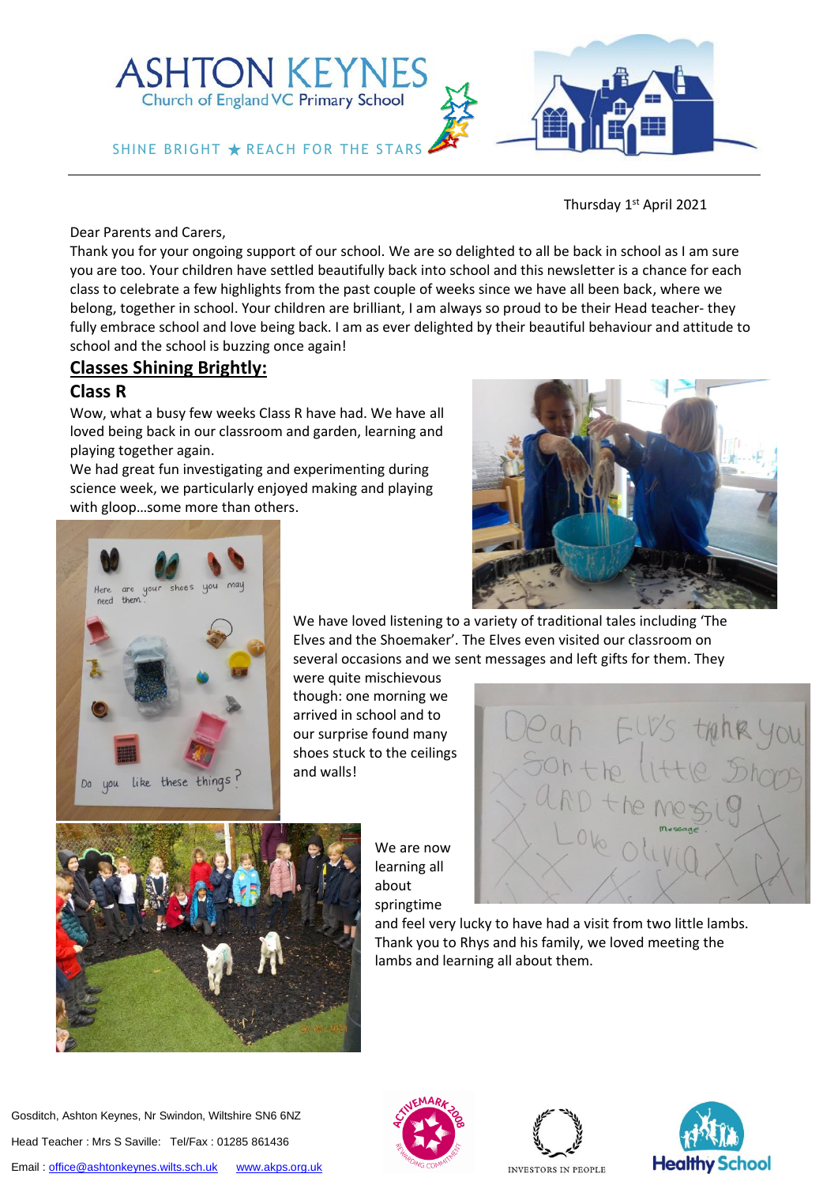# ASHTON KEYNES

Church of England VC Primary School

SHINE BRIGHT ★ REACH FOR THE STARS

Thursday 1st April 2021

Dear Parents and Carers,

Thank you for your ongoing support of our school. We are so delighted to all be back in school as I am sure you are too. Your children have settled beautifully back into school and this newsletter is a chance for each class to celebrate a few highlights from the past couple of weeks since we have all been back, where we belong, together in school. Your children are brilliant, I am always so proud to be their Head teacher- they fully embrace school and love being back. I am as ever delighted by their beautiful behaviour and attitude to school and the school is buzzing once again!

## Classes Shining Brightly:

### Class R

Wow, what a busy few weeks Class R have had. We have all loved being back in our classroom and garden, learning and playing together again.

We had great fun investigating and experimenting during science week, we particularly enjoyed making and playing with gloop…some more than others.

We have loved listening to a variety of traditional tales including 'The Elves and the Shoemaker'. The Elves even visited our classroom on several occasions and we sent messages and left gifts for them. They were quite mischievous though: one morning we arrived in school and to our surprise found many shoes stuck to the ceilings and walls!

We are now learning all about springtime and feel very lucky to have had a visit from two little lambs. Thank you to Rhys and his family, we loved meeting the lambs and learning all about them.

Gosditch, Ashton Keynes, Nr Swindon, Wiltshire SN6 6NZ

Head Teacher : Mrs S Saville: Tel/Fax : 01285 861436

Email : office@ashtonkeynes.wilts.sch.uk www.akps.org.uk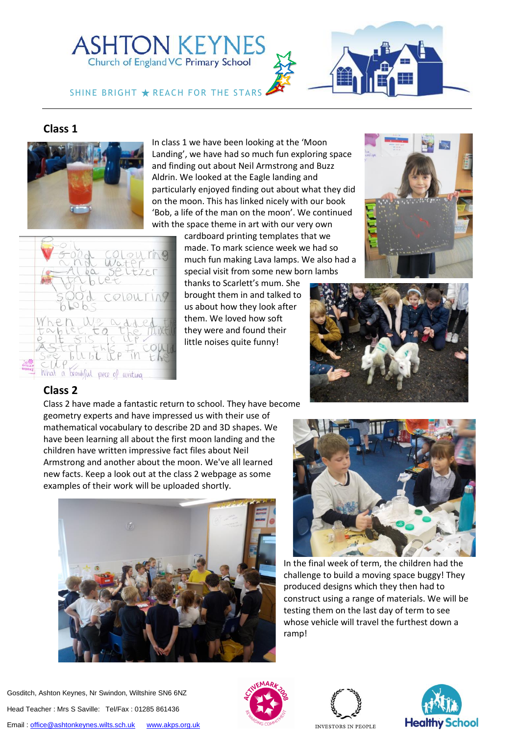# ASHTON KEYNES

Church of England VC Primary School

SHINE BRIGHT ★ REACH FOR THE STARS

## Class 1

In class 1 we have been looking at the 'Moon Landing', we have had so much fun exploring space and finding out about Neil Armstrong and Buzz Aldrin. We looked at the Eagle landing and particularly enjoyed finding out about what they did on the moon. This has linked nicely with our book 'Bob, a life of the man on the moon'. We continued with the space theme in art with our very own cardboard printing templates that we made. To mark science week we had so much fun making Lava lamps. We also had a special visit from some new born lambs thanks to Scarlett's mum. She brought them in and talked to us about how they look after them. We loved how soft they were and found their little noises quite funny!

## Class 2

Class 2 have made a fantastic return to school. They have become geometry experts and have impressed us with their use of mathematical vocabulary to describe 2D and 3D shapes. We have been learning all about the first moon landing and the children have written impressive fact files about Neil Armstrong and another about the moon. We've all learned new facts. Keep a look out at the class 2 webpage as some examples of their work will be uploaded shortly.

In the final week of term, the children had the challenge to build a moving space buggy! They produced designs which they then had to construct using a range of materials. We will be testing them on the last day of term to see whose vehicle will travel the furthest down a ramp!

Gosditch, Ashton Keynes, Nr Swindon, Wiltshire SN6 6NZ

Head Teacher : Mrs S Saville: Tel/Fax : 01285 861436

Email : office@ashtonkeynes.wilts.sch.uk www.akps.org.uk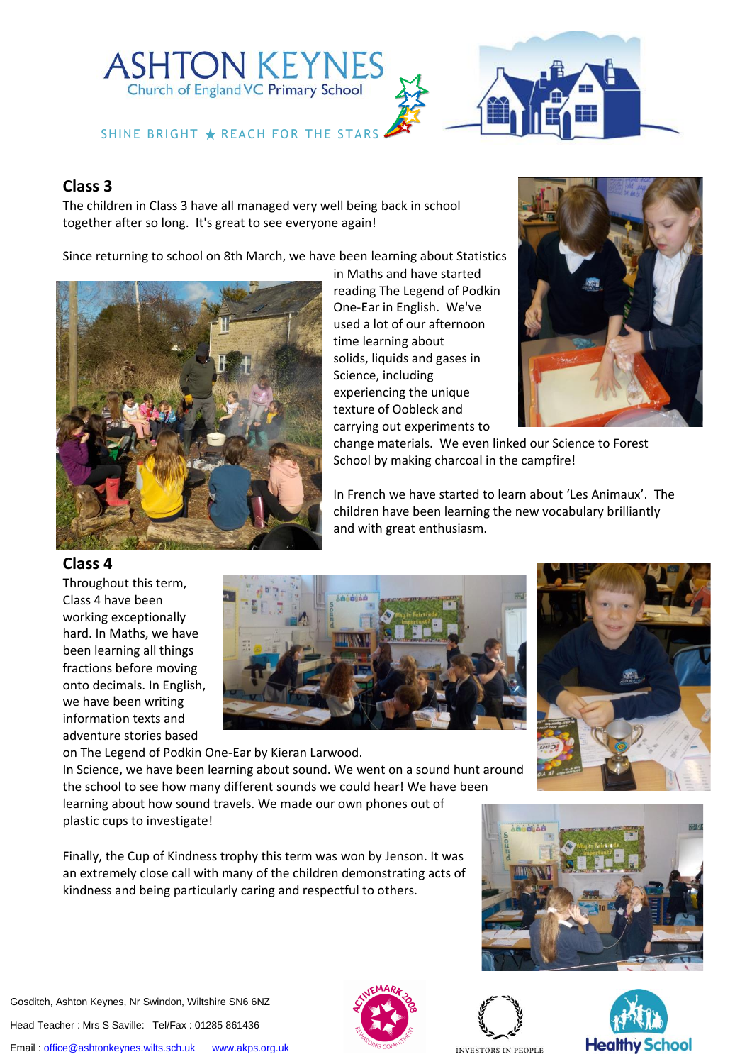## Class 3

The children in Class 3 have all managed very well being back in school together after so long. It's great to see everyone again!

Since returning to school on 8th March, we have been learning about Statistics in Maths and have started reading The Legend of Podkin One-Ear in English. We've used a lot of our afternoon time learning about solids, liquids and gases in Science, including experiencing the unique texture of Oobleck and carrying out experiments to change materials. We even linked our Science to Forest School by making charcoal in the campfire!

In French we have started to learn about 'Les Animaux'. The children have been learning the new vocabulary brilliantly and with great enthusiasm.

## Class 4

Throughout this term, Class 4 have been working exceptionally hard. In Maths, we have been learning all things fractions before moving onto decimals. In English, we have been writing information texts and adventure stories based on The Legend of Podkin One-Ear by Kieran Larwood.
In Science, we have been learning about sound. We went on a sound hunt around the school to see how many different sounds we could hear! We have been learning about how sound travels. We made our own phones out of plastic cups to investigate!

Finally, the Cup of Kindness trophy this term was won by Jenson. It was an extremely close call with many of the children demonstrating acts of kindness and being particularly caring and respectful to others.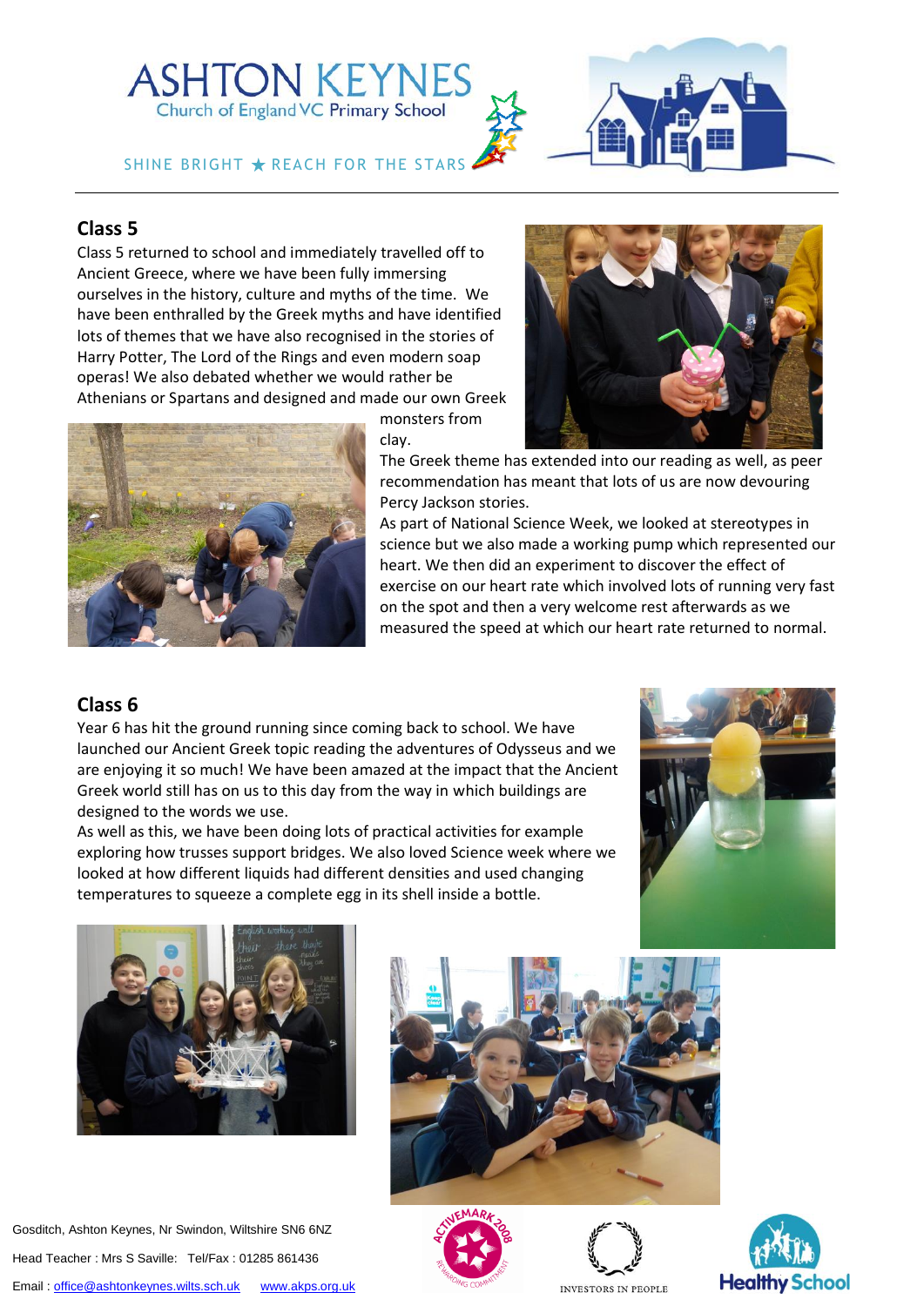## Class 5

Class 5 returned to school and immediately travelled off to Ancient Greece, where we have been fully immersing ourselves in the history, culture and myths of the time. We have been enthralled by the Greek myths and have identified lots of themes that we have also recognised in the stories of Harry Potter, The Lord of the Rings and even modern soap operas! We also debated whether we would rather be Athenians or Spartans and designed and made our own Greek monsters from clay.

The Greek theme has extended into our reading as well, as peer recommendation has meant that lots of us are now devouring Percy Jackson stories.

As part of National Science Week, we looked at stereotypes in science but we also made a working pump which represented our heart. We then did an experiment to discover the effect of exercise on our heart rate which involved lots of running very fast on the spot and then a very welcome rest afterwards as we measured the speed at which our heart rate returned to normal.

## Class 6

Year 6 has hit the ground running since coming back to school. We have launched our Ancient Greek topic reading the adventures of Odysseus and we are enjoying it so much! We have been amazed at the impact that the Ancient Greek world still has on us to this day from the way in which buildings are designed to the words we use.

As well as this, we have been doing lots of practical activities for example exploring how trusses support bridges. We also loved Science week where we looked at how different liquids had different densities and used changing temperatures to squeeze a complete egg in its shell inside a bottle.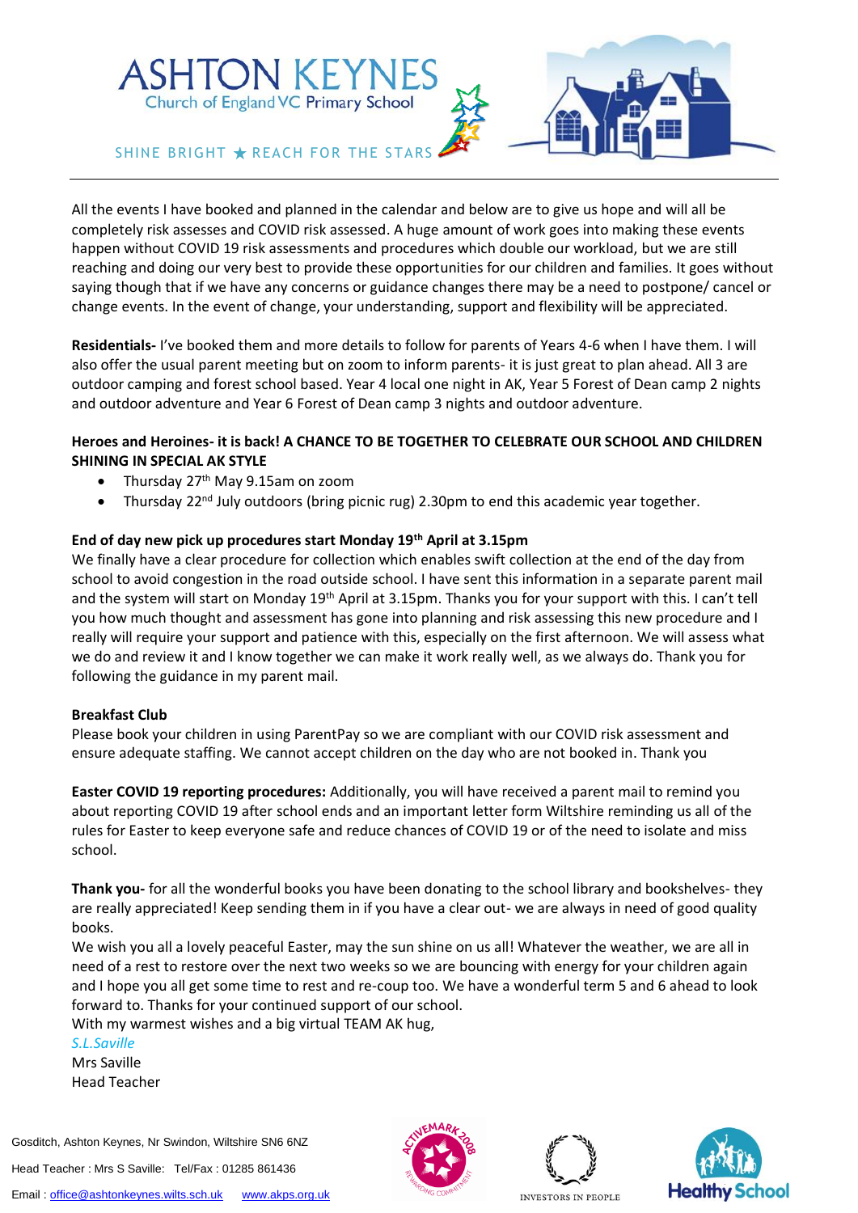All the events I have booked and planned in the calendar and below are to give us hope and will all be completely risk assesses and COVID risk assessed. A huge amount of work goes into making these events happen without COVID 19 risk assessments and procedures which double our workload, but we are still reaching and doing our very best to provide these opportunities for our children and families. It goes without saying though that if we have any concerns or guidance changes there may be a need to postpone/ cancel or change events. In the event of change, your understanding, support and flexibility will be appreciated.

**Residentials-** I've booked them and more details to follow for parents of Years 4-6 when I have them. I will also offer the usual parent meeting but on zoom to inform parents- it is just great to plan ahead. All 3 are outdoor camping and forest school based. Year 4 local one night in AK, Year 5 Forest of Dean camp 2 nights and outdoor adventure and Year 6 Forest of Dean camp 3 nights and outdoor adventure.

**Heroes and Heroines- it is back! A CHANCE TO BE TOGETHER TO CELEBRATE OUR SCHOOL AND CHILDREN SHINING IN SPECIAL AK STYLE**

- Thursday 27th May 9.15am on zoom
- Thursday 22nd July outdoors (bring picnic rug) 2.30pm to end this academic year together.

**End of day new pick up procedures start Monday 19th April at 3.15pm**

We finally have a clear procedure for collection which enables swift collection at the end of the day from school to avoid congestion in the road outside school. I have sent this information in a separate parent mail and the system will start on Monday 19th April at 3.15pm. Thanks you for your support with this. I can't tell you how much thought and assessment has gone into planning and risk assessing this new procedure and I really will require your support and patience with this, especially on the first afternoon. We will assess what we do and review it and I know together we can make it work really well, as we always do. Thank you for following the guidance in my parent mail.

**Breakfast Club**

Please book your children in using ParentPay so we are compliant with our COVID risk assessment and ensure adequate staffing. We cannot accept children on the day who are not booked in. Thank you

**Easter COVID 19 reporting procedures:** Additionally, you will have received a parent mail to remind you about reporting COVID 19 after school ends and an important letter form Wiltshire reminding us all of the rules for Easter to keep everyone safe and reduce chances of COVID 19 or of the need to isolate and miss school.

**Thank you-** for all the wonderful books you have been donating to the school library and bookshelves- they are really appreciated! Keep sending them in if you have a clear out- we are always in need of good quality books.

We wish you all a lovely peaceful Easter, may the sun shine on us all! Whatever the weather, we are all in need of a rest to restore over the next two weeks so we are bouncing with energy for your children again and I hope you all get some time to rest and re-coup too. We have a wonderful term 5 and 6 ahead to look forward to. Thanks for your continued support of our school.

With my warmest wishes and a big virtual TEAM AK hug,

*S.L.Saville*

Mrs Saville

Head Teacher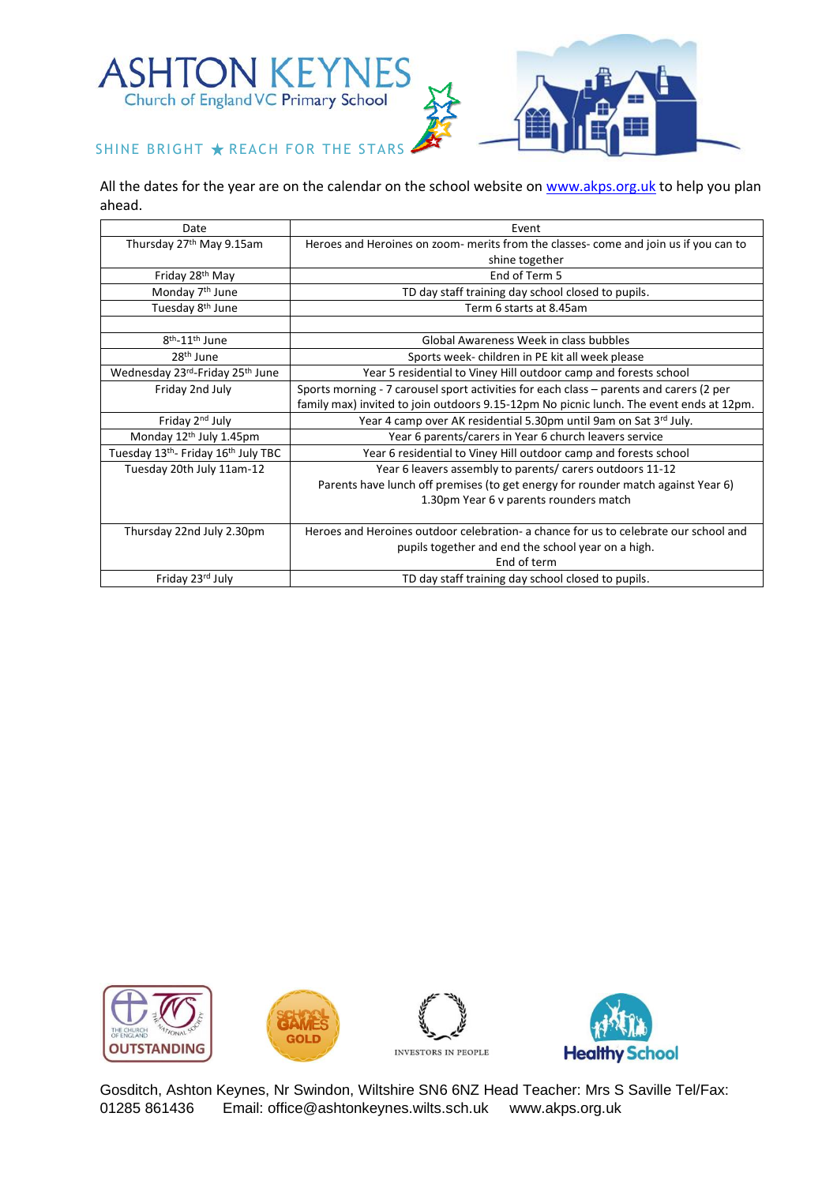# ASHTON KEYNES

Church of England VC Primary School

SHINE BRIGHT ★ REACH FOR THE STARS

All the dates for the year are on the calendar on the school website on www.akps.org.uk to help you plan ahead.

| Date | Event |
|---|---|
| Thursday 27th May 9.15am | Heroes and Heroines on zoom- merits from the classes- come and join us if you can to shine together |
| Friday 28th May | End of Term 5 |
| Monday 7th June | TD day staff training day school closed to pupils. |
| Tuesday 8th June | Term 6 starts at 8.45am |
| | |
| 8th-11th June | Global Awareness Week in class bubbles |
| 28th June | Sports week- children in PE kit all week please |
| Wednesday 23rd-Friday 25th June | Year 5 residential to Viney Hill outdoor camp and forests school |
| Friday 2nd July | Sports morning - 7 carousel sport activities for each class – parents and carers (2 per family max) invited to join outdoors 9.15-12pm No picnic lunch. The event ends at 12pm. |
| Friday 2nd July | Year 4 camp over AK residential 5.30pm until 9am on Sat 3rd July. |
| Monday 12th July 1.45pm | Year 6 parents/carers in Year 6 church leavers service |
| Tuesday 13th- Friday 16th July TBC | Year 6 residential to Viney Hill outdoor camp and forests school |
| Tuesday 20th July 11am-12 | Year 6 leavers assembly to parents/ carers outdoors 11-12<br>Parents have lunch off premises (to get energy for rounder match against Year 6)<br>1.30pm Year 6 v parents rounders match |
| Thursday 22nd July 2.30pm | Heroes and Heroines outdoor celebration- a chance for us to celebrate our school and pupils together and end the school year on a high.<br>End of term |
| Friday 23rd July | TD day staff training day school closed to pupils. |

Gosditch, Ashton Keynes, Nr Swindon, Wiltshire SN6 6NZ Head Teacher: Mrs S Saville Tel/Fax: 01285 861436 Email: office@ashtonkeynes.wilts.sch.uk www.akps.org.uk